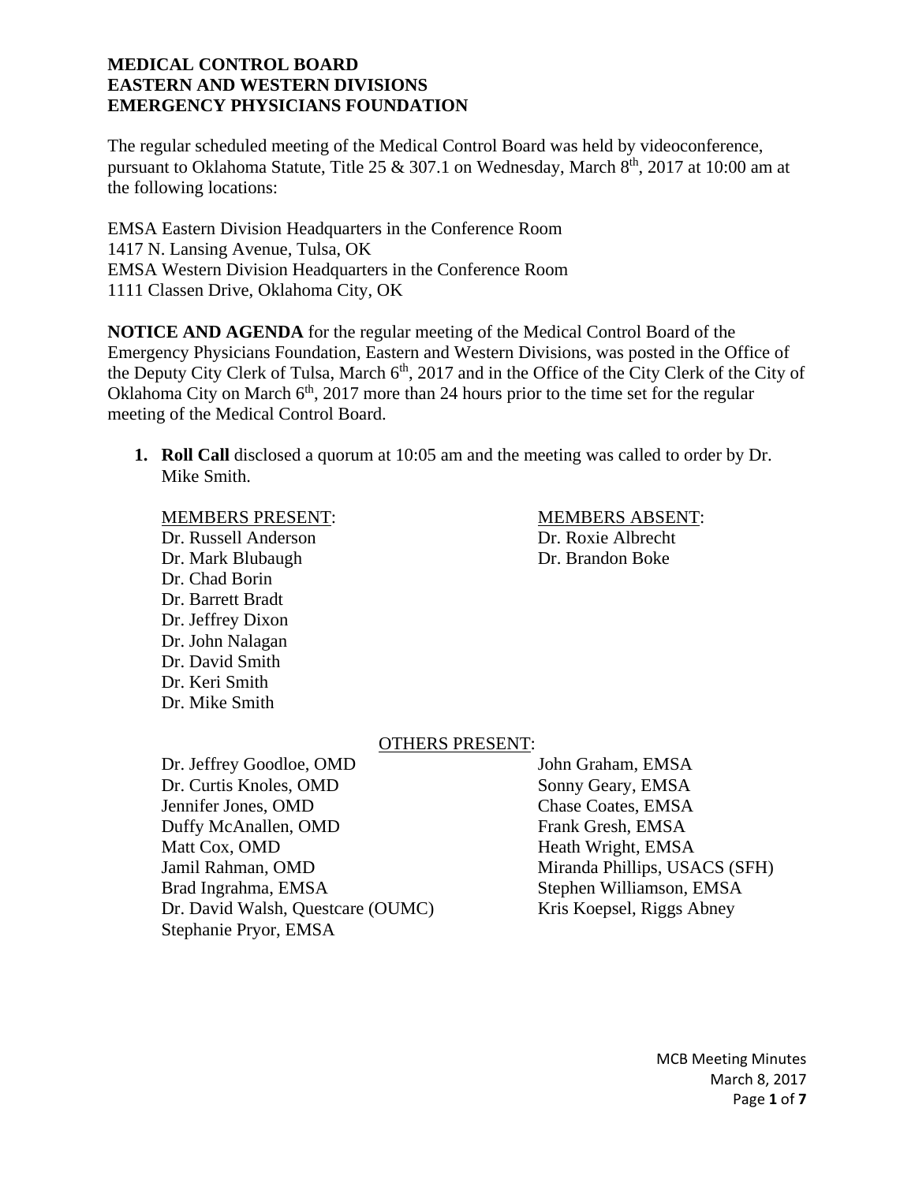**MEDICAL CONTROL BOARD**
**EASTERN AND WESTERN DIVISIONS**
**EMERGENCY PHYSICIANS FOUNDATION**

The regular scheduled meeting of the Medical Control Board was held by videoconference, pursuant to Oklahoma Statute, Title 25 & 307.1 on Wednesday, March 8th, 2017 at 10:00 am at the following locations:

EMSA Eastern Division Headquarters in the Conference Room
1417 N. Lansing Avenue, Tulsa, OK
EMSA Western Division Headquarters in the Conference Room
1111 Classen Drive, Oklahoma City, OK

**NOTICE AND AGENDA** for the regular meeting of the Medical Control Board of the Emergency Physicians Foundation, Eastern and Western Divisions, was posted in the Office of the Deputy City Clerk of Tulsa, March 6th, 2017 and in the Office of the City Clerk of the City of Oklahoma City on March 6th, 2017 more than 24 hours prior to the time set for the regular meeting of the Medical Control Board.

1. **Roll Call** disclosed a quorum at 10:05 am and the meeting was called to order by Dr. Mike Smith.

MEMBERS PRESENT:
Dr. Russell Anderson
Dr. Mark Blubaugh
Dr. Chad Borin
Dr. Barrett Bradt
Dr. Jeffrey Dixon
Dr. John Nalagan
Dr. David Smith
Dr. Keri Smith
Dr. Mike Smith

MEMBERS ABSENT:
Dr. Roxie Albrecht
Dr. Brandon Boke

OTHERS PRESENT:
Dr. Jeffrey Goodloe, OMD
Dr. Curtis Knoles, OMD
Jennifer Jones, OMD
Duffy McAnallen, OMD
Matt Cox, OMD
Jamil Rahman, OMD
Brad Ingrahma, EMSA
Dr. David Walsh, Questcare (OUMC)
Stephanie Pryor, EMSA
John Graham, EMSA
Sonny Geary, EMSA
Chase Coates, EMSA
Frank Gresh, EMSA
Heath Wright, EMSA
Miranda Phillips, USACS (SFH)
Stephen Williamson, EMSA
Kris Koepsel, Riggs Abney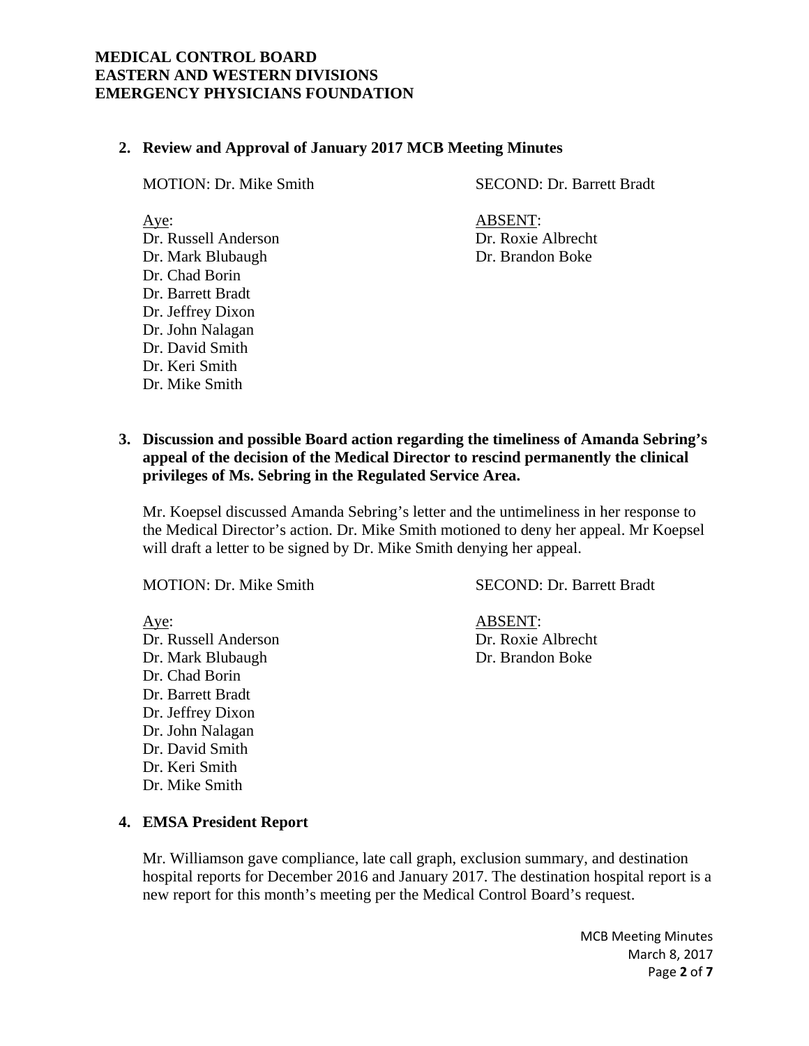**MEDICAL CONTROL BOARD**
**EASTERN AND WESTERN DIVISIONS**
**EMERGENCY PHYSICIANS FOUNDATION**

## 2. Review and Approval of January 2017 MCB Meeting Minutes

MOTION: Dr. Mike Smith

SECOND: Dr. Barrett Bradt

Aye:
Dr. Russell Anderson
Dr. Mark Blubaugh
Dr. Chad Borin
Dr. Barrett Bradt
Dr. Jeffrey Dixon
Dr. John Nalagan
Dr. David Smith
Dr. Keri Smith
Dr. Mike Smith

ABSENT:
Dr. Roxie Albrecht
Dr. Brandon Boke

## 3. Discussion and possible Board action regarding the timeliness of Amanda Sebring's appeal of the decision of the Medical Director to rescind permanently the clinical privileges of Ms. Sebring in the Regulated Service Area.

Mr. Koepsel discussed Amanda Sebring's letter and the untimeliness in her response to the Medical Director's action. Dr. Mike Smith motioned to deny her appeal. Mr Koepsel will draft a letter to be signed by Dr. Mike Smith denying her appeal.

MOTION: Dr. Mike Smith

SECOND: Dr. Barrett Bradt

Aye:
Dr. Russell Anderson
Dr. Mark Blubaugh
Dr. Chad Borin
Dr. Barrett Bradt
Dr. Jeffrey Dixon
Dr. John Nalagan
Dr. David Smith
Dr. Keri Smith
Dr. Mike Smith

ABSENT:
Dr. Roxie Albrecht
Dr. Brandon Boke

## 4. EMSA President Report

Mr. Williamson gave compliance, late call graph, exclusion summary, and destination hospital reports for December 2016 and January 2017. The destination hospital report is a new report for this month's meeting per the Medical Control Board's request.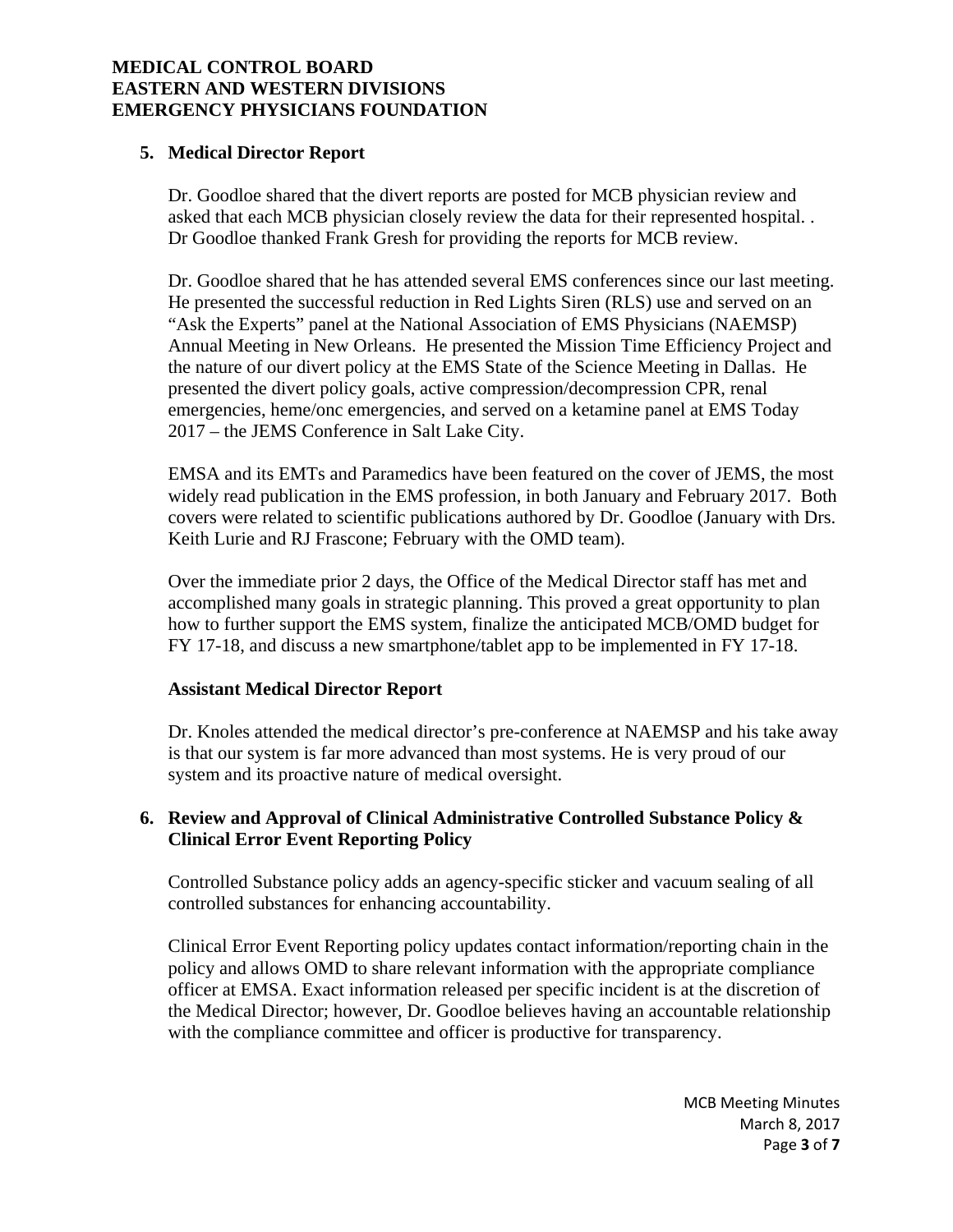## 5. Medical Director Report

Dr. Goodloe shared that the divert reports are posted for MCB physician review and asked that each MCB physician closely review the data for their represented hospital. . Dr Goodloe thanked Frank Gresh for providing the reports for MCB review.

Dr. Goodloe shared that he has attended several EMS conferences since our last meeting. He presented the successful reduction in Red Lights Siren (RLS) use and served on an "Ask the Experts" panel at the National Association of EMS Physicians (NAEMSP) Annual Meeting in New Orleans. He presented the Mission Time Efficiency Project and the nature of our divert policy at the EMS State of the Science Meeting in Dallas. He presented the divert policy goals, active compression/decompression CPR, renal emergencies, heme/onc emergencies, and served on a ketamine panel at EMS Today 2017 – the JEMS Conference in Salt Lake City.

EMSA and its EMTs and Paramedics have been featured on the cover of JEMS, the most widely read publication in the EMS profession, in both January and February 2017. Both covers were related to scientific publications authored by Dr. Goodloe (January with Drs. Keith Lurie and RJ Frascone; February with the OMD team).

Over the immediate prior 2 days, the Office of the Medical Director staff has met and accomplished many goals in strategic planning. This proved a great opportunity to plan how to further support the EMS system, finalize the anticipated MCB/OMD budget for FY 17-18, and discuss a new smartphone/tablet app to be implemented in FY 17-18.

### Assistant Medical Director Report

Dr. Knoles attended the medical director's pre-conference at NAEMSP and his take away is that our system is far more advanced than most systems. He is very proud of our system and its proactive nature of medical oversight.

## 6. Review and Approval of Clinical Administrative Controlled Substance Policy & Clinical Error Event Reporting Policy

Controlled Substance policy adds an agency-specific sticker and vacuum sealing of all controlled substances for enhancing accountability.

Clinical Error Event Reporting policy updates contact information/reporting chain in the policy and allows OMD to share relevant information with the appropriate compliance officer at EMSA. Exact information released per specific incident is at the discretion of the Medical Director; however, Dr. Goodloe believes having an accountable relationship with the compliance committee and officer is productive for transparency.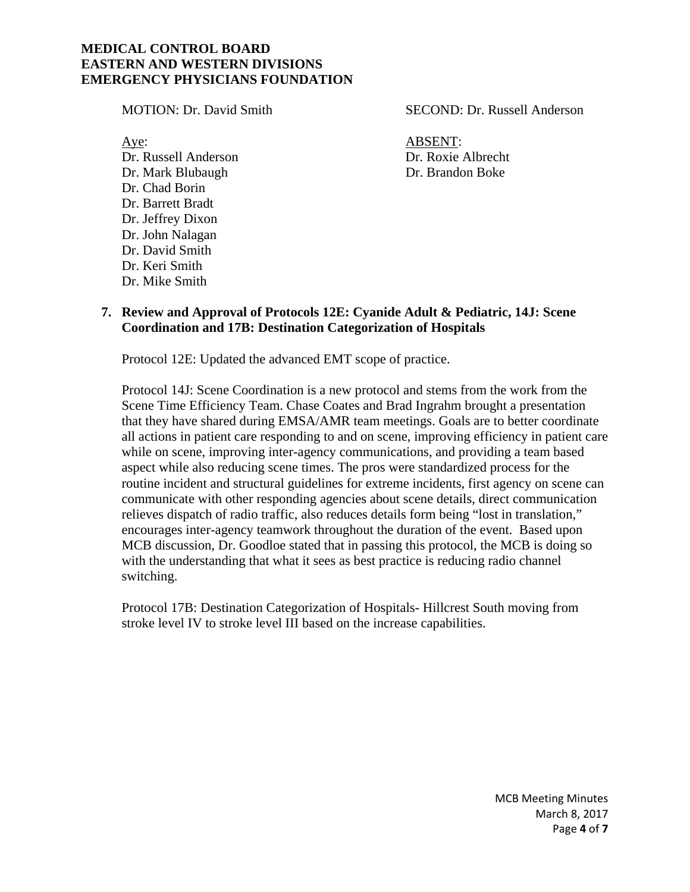MOTION: Dr. David Smith

SECOND: Dr. Russell Anderson

Aye:
Dr. Russell Anderson
Dr. Mark Blubaugh
Dr. Chad Borin
Dr. Barrett Bradt
Dr. Jeffrey Dixon
Dr. John Nalagan
Dr. David Smith
Dr. Keri Smith
Dr. Mike Smith

ABSENT:
Dr. Roxie Albrecht
Dr. Brandon Boke

**7. Review and Approval of Protocols 12E: Cyanide Adult & Pediatric, 14J: Scene Coordination and 17B: Destination Categorization of Hospitals**

Protocol 12E: Updated the advanced EMT scope of practice.

Protocol 14J: Scene Coordination is a new protocol and stems from the work from the Scene Time Efficiency Team. Chase Coates and Brad Ingrahm brought a presentation that they have shared during EMSA/AMR team meetings. Goals are to better coordinate all actions in patient care responding to and on scene, improving efficiency in patient care while on scene, improving inter-agency communications, and providing a team based aspect while also reducing scene times. The pros were standardized process for the routine incident and structural guidelines for extreme incidents, first agency on scene can communicate with other responding agencies about scene details, direct communication relieves dispatch of radio traffic, also reduces details form being "lost in translation," encourages inter-agency teamwork throughout the duration of the event. Based upon MCB discussion, Dr. Goodloe stated that in passing this protocol, the MCB is doing so with the understanding that what it sees as best practice is reducing radio channel switching.

Protocol 17B: Destination Categorization of Hospitals- Hillcrest South moving from stroke level IV to stroke level III based on the increase capabilities.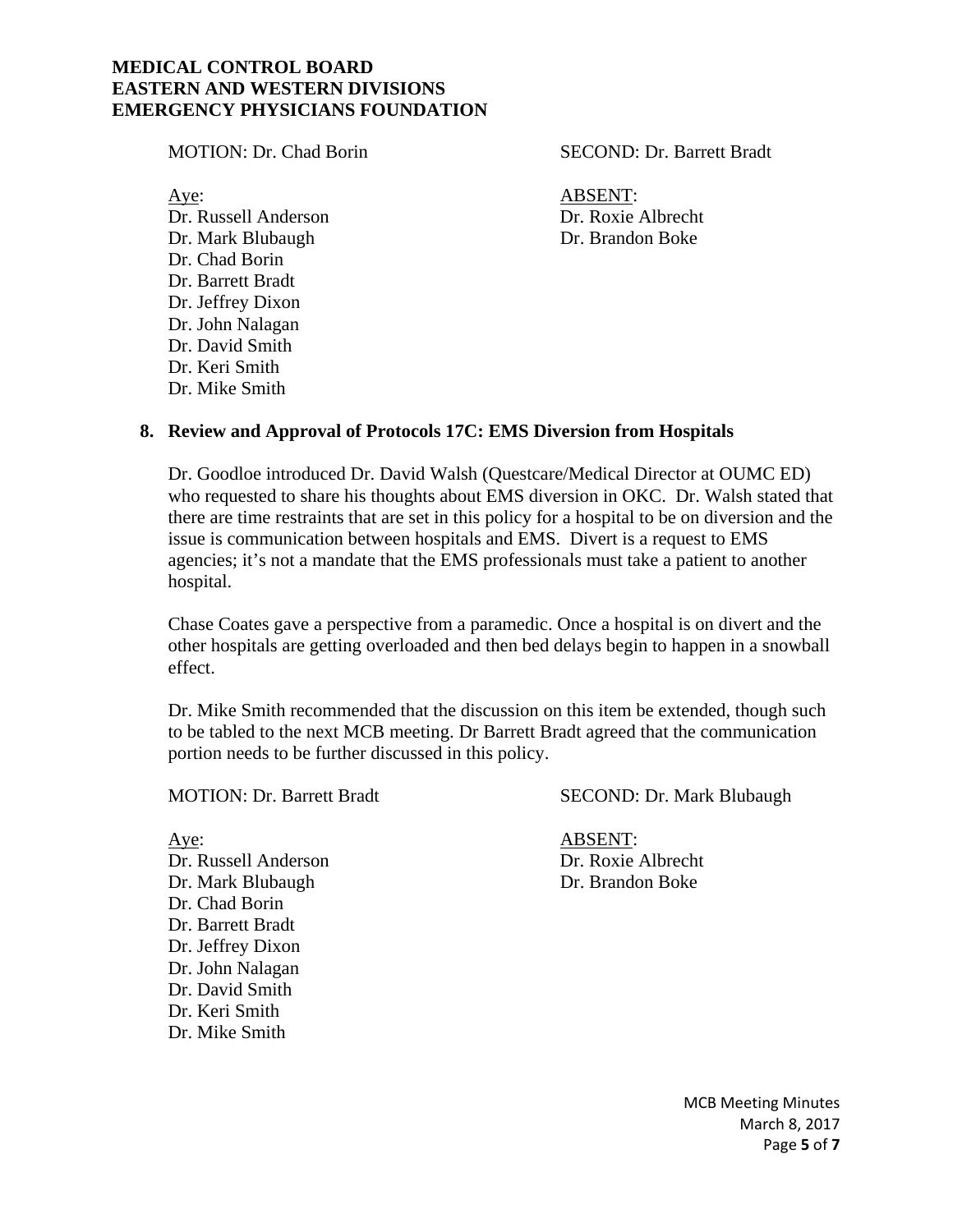MOTION: Dr. Chad Borin SECOND: Dr. Barrett Bradt

| Aye: | ABSENT: |
|---|---|
| Dr. Russell Anderson | Dr. Roxie Albrecht |
| Dr. Mark Blubaugh | Dr. Brandon Boke |
| Dr. Chad Borin | |
| Dr. Barrett Bradt | |
| Dr. Jeffrey Dixon | |
| Dr. John Nalagan | |
| Dr. David Smith | |
| Dr. Keri Smith | |
| Dr. Mike Smith | |

**8. Review and Approval of Protocols 17C: EMS Diversion from Hospitals**

Dr. Goodloe introduced Dr. David Walsh (Questcare/Medical Director at OUMC ED) who requested to share his thoughts about EMS diversion in OKC. Dr. Walsh stated that there are time restraints that are set in this policy for a hospital to be on diversion and the issue is communication between hospitals and EMS. Divert is a request to EMS agencies; it's not a mandate that the EMS professionals must take a patient to another hospital.

Chase Coates gave a perspective from a paramedic. Once a hospital is on divert and the other hospitals are getting overloaded and then bed delays begin to happen in a snowball effect.

Dr. Mike Smith recommended that the discussion on this item be extended, though such to be tabled to the next MCB meeting. Dr Barrett Bradt agreed that the communication portion needs to be further discussed in this policy.

MOTION: Dr. Barrett Bradt SECOND: Dr. Mark Blubaugh

| Aye: | ABSENT: |
|---|---|
| Dr. Russell Anderson | Dr. Roxie Albrecht |
| Dr. Mark Blubaugh | Dr. Brandon Boke |
| Dr. Chad Borin | |
| Dr. Barrett Bradt | |
| Dr. Jeffrey Dixon | |
| Dr. John Nalagan | |
| Dr. David Smith | |
| Dr. Keri Smith | |
| Dr. Mike Smith | |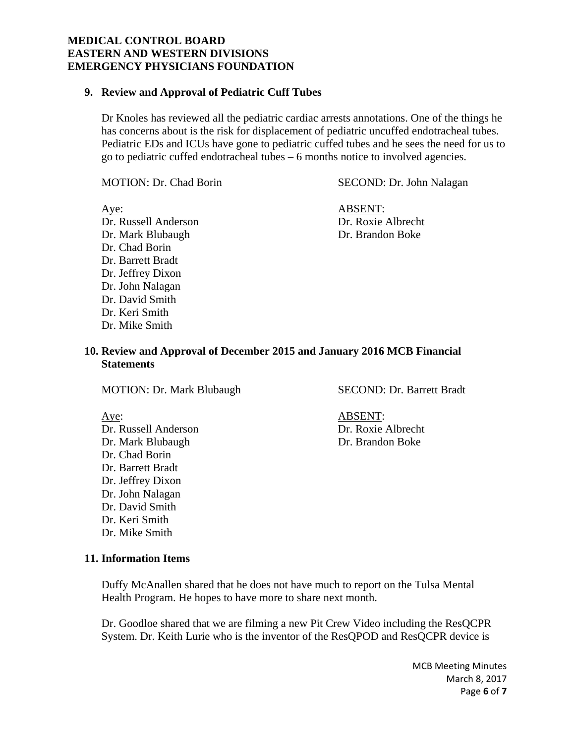**MEDICAL CONTROL BOARD**
**EASTERN AND WESTERN DIVISIONS**
**EMERGENCY PHYSICIANS FOUNDATION**

**9. Review and Approval of Pediatric Cuff Tubes**

Dr Knoles has reviewed all the pediatric cardiac arrests annotations. One of the things he has concerns about is the risk for displacement of pediatric uncuffed endotracheal tubes. Pediatric EDs and ICUs have gone to pediatric cuffed tubes and he sees the need for us to go to pediatric cuffed endotracheal tubes – 6 months notice to involved agencies.

MOTION: Dr. Chad Borin

SECOND: Dr. John Nalagan

Aye:
Dr. Russell Anderson
Dr. Mark Blubaugh
Dr. Chad Borin
Dr. Barrett Bradt
Dr. Jeffrey Dixon
Dr. John Nalagan
Dr. David Smith
Dr. Keri Smith
Dr. Mike Smith

ABSENT:
Dr. Roxie Albrecht
Dr. Brandon Boke

**10. Review and Approval of December 2015 and January 2016 MCB Financial Statements**

MOTION: Dr. Mark Blubaugh

SECOND: Dr. Barrett Bradt

Aye:
Dr. Russell Anderson
Dr. Mark Blubaugh
Dr. Chad Borin
Dr. Barrett Bradt
Dr. Jeffrey Dixon
Dr. John Nalagan
Dr. David Smith
Dr. Keri Smith
Dr. Mike Smith

ABSENT:
Dr. Roxie Albrecht
Dr. Brandon Boke

**11. Information Items**

Duffy McAnallen shared that he does not have much to report on the Tulsa Mental Health Program. He hopes to have more to share next month.

Dr. Goodloe shared that we are filming a new Pit Crew Video including the ResQCPR System. Dr. Keith Lurie who is the inventor of the ResQPOD and ResQCPR device is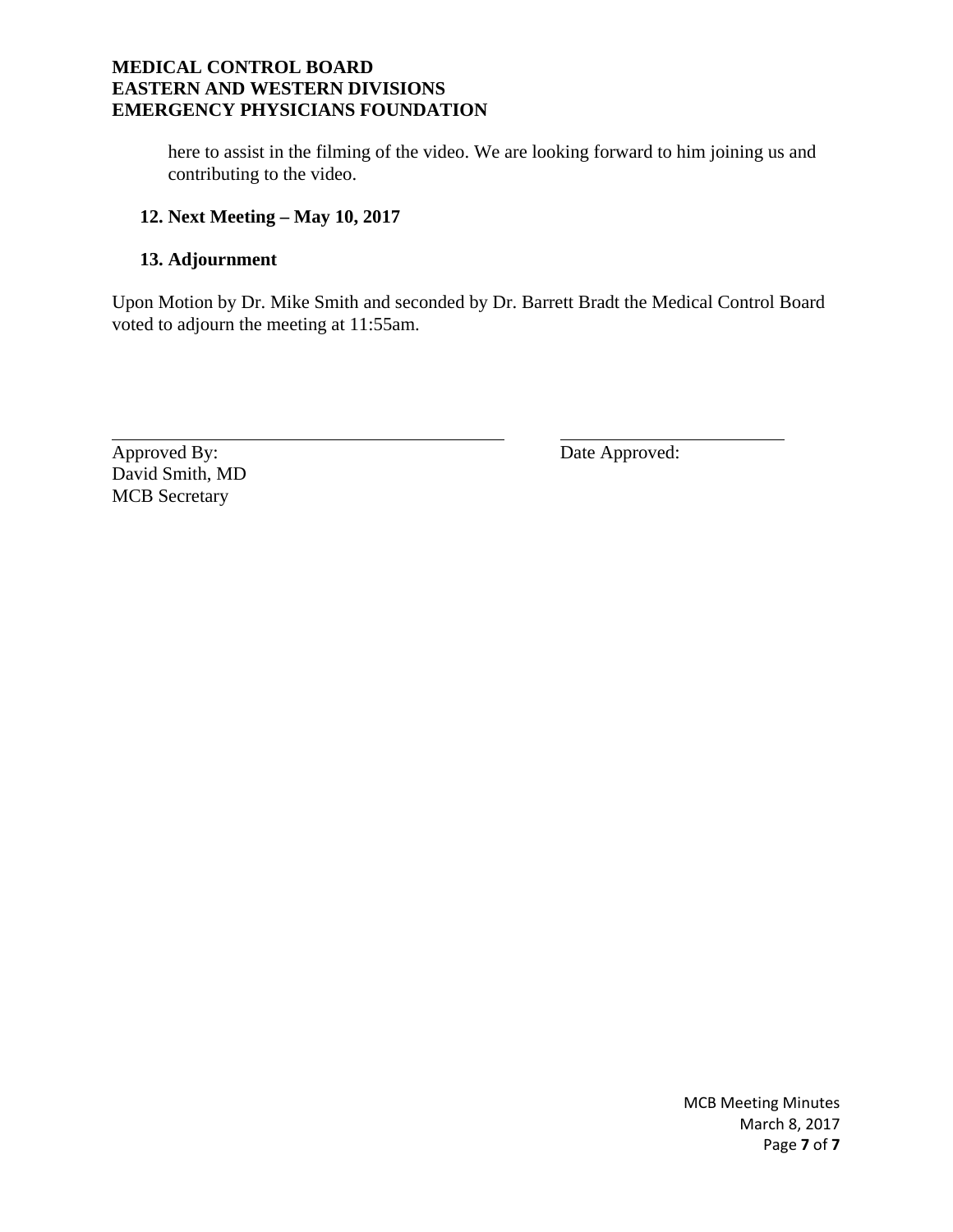here to assist in the filming of the video. We are looking forward to him joining us and contributing to the video.

**12. Next Meeting – May 10, 2017**

**13. Adjournment**

Upon Motion by Dr. Mike Smith and seconded by Dr. Barrett Bradt the Medical Control Board voted to adjourn the meeting at 11:55am.

\_\_\_\_\_\_\_\_\_\_\_\_\_\_\_\_\_\_\_\_\_\_\_\_\_\_\_\_\_\_\_\_\_\_\_\_\_\_\_\_\_\_\_\_ \_\_\_\_\_\_\_\_\_\_\_\_\_\_\_\_\_\_\_\_\_\_\_\_\_\_\_\_

Approved By: Date Approved:
David Smith, MD
MCB Secretary